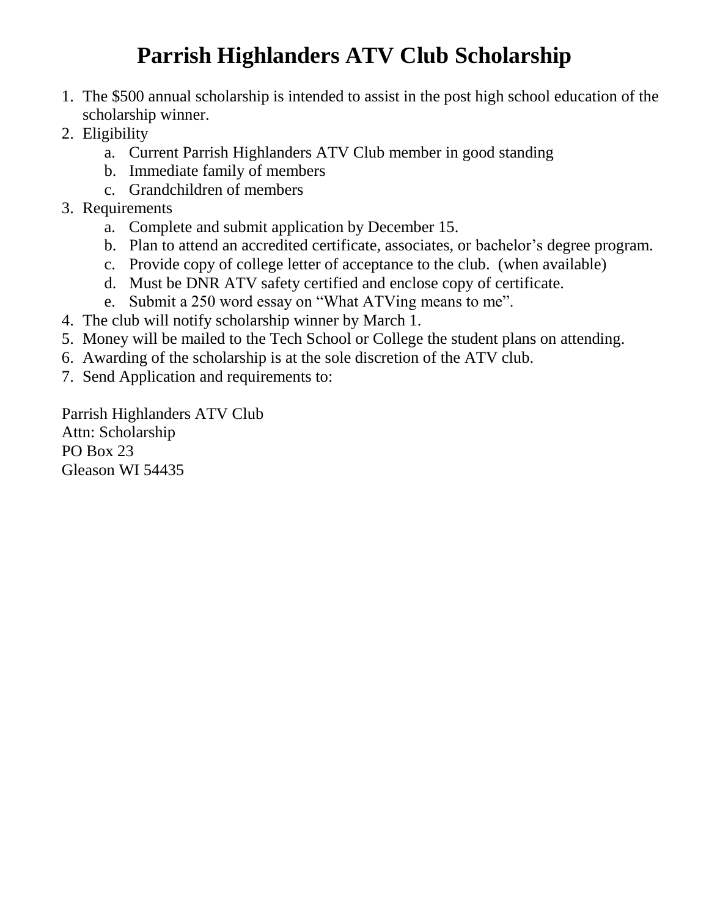# Parrish Highlanders ATV Club Scholarship

1. The $500 annual scholarship is intended to assist in the post high school education of the scholarship winner.
2. Eligibility
   a. Current Parrish Highlanders ATV Club member in good standing
   b. Immediate family of members
   c. Grandchildren of members
3. Requirements
   a. Complete and submit application by December 15.
   b. Plan to attend an accredited certificate, associates, or bachelor's degree program.
   c. Provide copy of college letter of acceptance to the club. (when available)
   d. Must be DNR ATV safety certified and enclose copy of certificate.
   e. Submit a 250 word essay on "What ATVing means to me".
4. The club will notify scholarship winner by March 1.
5. Money will be mailed to the Tech School or College the student plans on attending.
6. Awarding of the scholarship is at the sole discretion of the ATV club.
7. Send Application and requirements to:

Parrish Highlanders ATV Club
Attn: Scholarship
PO Box 23
Gleason WI 54435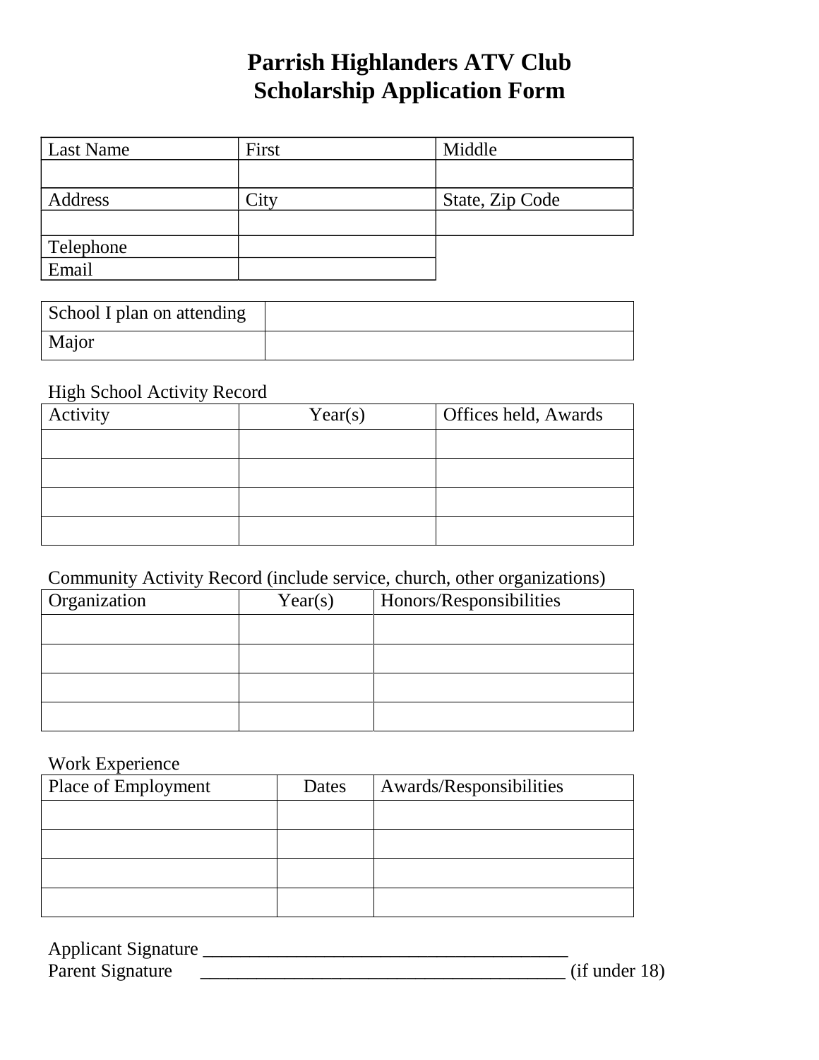# Parrish Highlanders ATV Club
# Scholarship Application Form

| Last Name | First | Middle |
|---|---|---|
| | | |
| **Address** | **City** | **State, Zip Code** |
| | | |
| Telephone | | |
| Email | | |

| | |
|---|---|
| School I plan on attending | |
| Major | |

High School Activity Record

| Activity | Year(s) | Offices held, Awards |
|---|---|---|
| | | |
| | | |
| | | |
| | | |

Community Activity Record (include service, church, other organizations)

| Organization | Year(s) | Honors/Responsibilities |
|---|---|---|
| | | |
| | | |
| | | |
| | | |

Work Experience

| Place of Employment | Dates | Awards/Responsibilities |
|---|---|---|
| | | |
| | | |
| | | |
| | | |

Applicant Signature _______________________________________

Parent Signature _______________________________________ (if under 18)